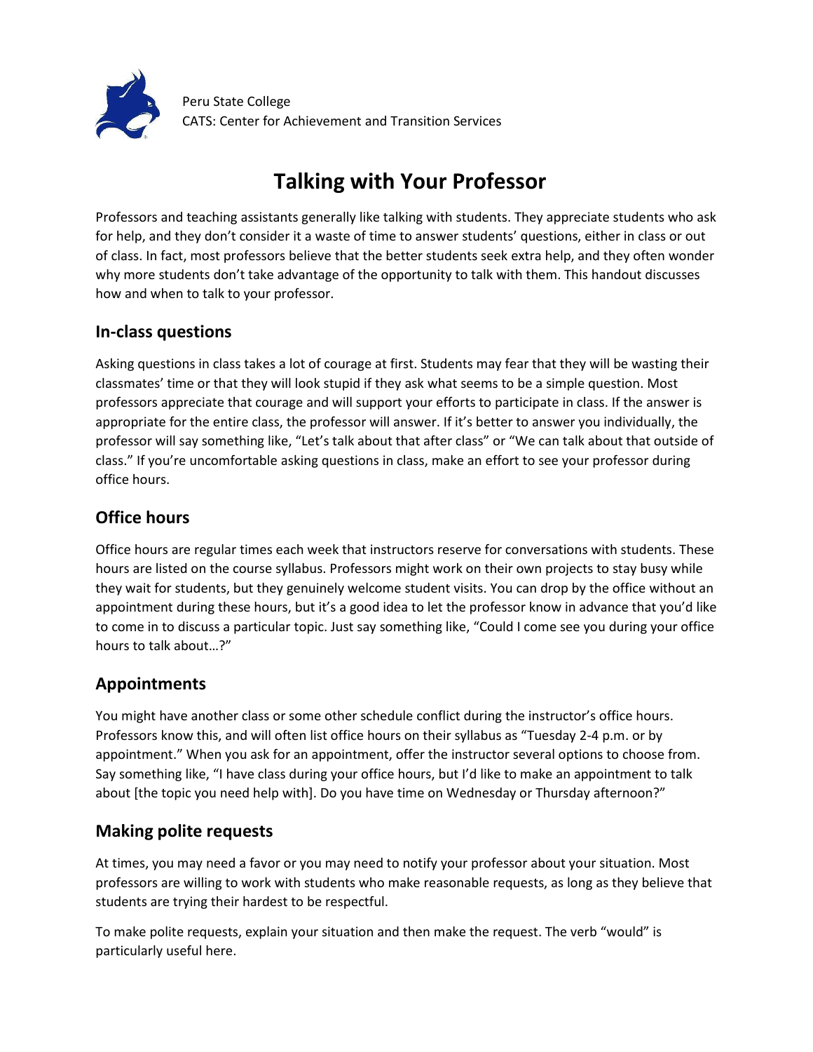Peru State College
CATS: Center for Achievement and Transition Services

# Talking with Your Professor

Professors and teaching assistants generally like talking with students. They appreciate students who ask for help, and they don't consider it a waste of time to answer students' questions, either in class or out of class. In fact, most professors believe that the better students seek extra help, and they often wonder why more students don't take advantage of the opportunity to talk with them. This handout discusses how and when to talk to your professor.

## In-class questions

Asking questions in class takes a lot of courage at first. Students may fear that they will be wasting their classmates' time or that they will look stupid if they ask what seems to be a simple question. Most professors appreciate that courage and will support your efforts to participate in class. If the answer is appropriate for the entire class, the professor will answer. If it's better to answer you individually, the professor will say something like, "Let's talk about that after class" or "We can talk about that outside of class." If you're uncomfortable asking questions in class, make an effort to see your professor during office hours.

## Office hours

Office hours are regular times each week that instructors reserve for conversations with students. These hours are listed on the course syllabus. Professors might work on their own projects to stay busy while they wait for students, but they genuinely welcome student visits. You can drop by the office without an appointment during these hours, but it's a good idea to let the professor know in advance that you'd like to come in to discuss a particular topic. Just say something like, "Could I come see you during your office hours to talk about…?"

## Appointments

You might have another class or some other schedule conflict during the instructor's office hours. Professors know this, and will often list office hours on their syllabus as "Tuesday 2-4 p.m. or by appointment." When you ask for an appointment, offer the instructor several options to choose from. Say something like, "I have class during your office hours, but I'd like to make an appointment to talk about [the topic you need help with]. Do you have time on Wednesday or Thursday afternoon?"

## Making polite requests

At times, you may need a favor or you may need to notify your professor about your situation. Most professors are willing to work with students who make reasonable requests, as long as they believe that students are trying their hardest to be respectful.

To make polite requests, explain your situation and then make the request. The verb "would" is particularly useful here.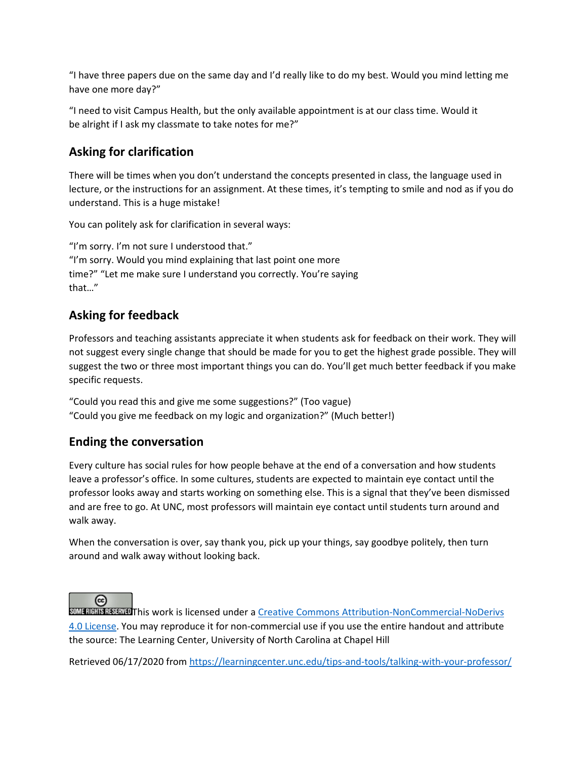"I have three papers due on the same day and I'd really like to do my best. Would you mind letting me have one more day?"

"I need to visit Campus Health, but the only available appointment is at our class time. Would it be alright if I ask my classmate to take notes for me?"

## Asking for clarification

There will be times when you don't understand the concepts presented in class, the language used in lecture, or the instructions for an assignment. At these times, it's tempting to smile and nod as if you do understand. This is a huge mistake!

You can politely ask for clarification in several ways:

"I'm sorry. I'm not sure I understood that."
"I'm sorry. Would you mind explaining that last point one more time?" "Let me make sure I understand you correctly. You're saying that…"

## Asking for feedback

Professors and teaching assistants appreciate it when students ask for feedback on their work. They will not suggest every single change that should be made for you to get the highest grade possible. They will suggest the two or three most important things you can do. You'll get much better feedback if you make specific requests.

"Could you read this and give me some suggestions?" (Too vague)
"Could you give me feedback on my logic and organization?" (Much better!)

## Ending the conversation

Every culture has social rules for how people behave at the end of a conversation and how students leave a professor's office. In some cultures, students are expected to maintain eye contact until the professor looks away and starts working on something else. This is a signal that they've been dismissed and are free to go. At UNC, most professors will maintain eye contact until students turn around and walk away.

When the conversation is over, say thank you, pick up your things, say goodbye politely, then turn around and walk away without looking back.

SOME RIGHTS RESERVED This work is licensed under a [Creative Commons Attribution-NonCommercial-NoDerivs 4.0 License](https://creativecommons.org/licenses/by-nc-nd/4.0/). You may reproduce it for non-commercial use if you use the entire handout and attribute the source: The Learning Center, University of North Carolina at Chapel Hill

Retrieved 06/17/2020 from [https://learningcenter.unc.edu/tips-and-tools/talking-with-your-professor/](https://learningcenter.unc.edu/tips-and-tools/talking-with-your-professor/)